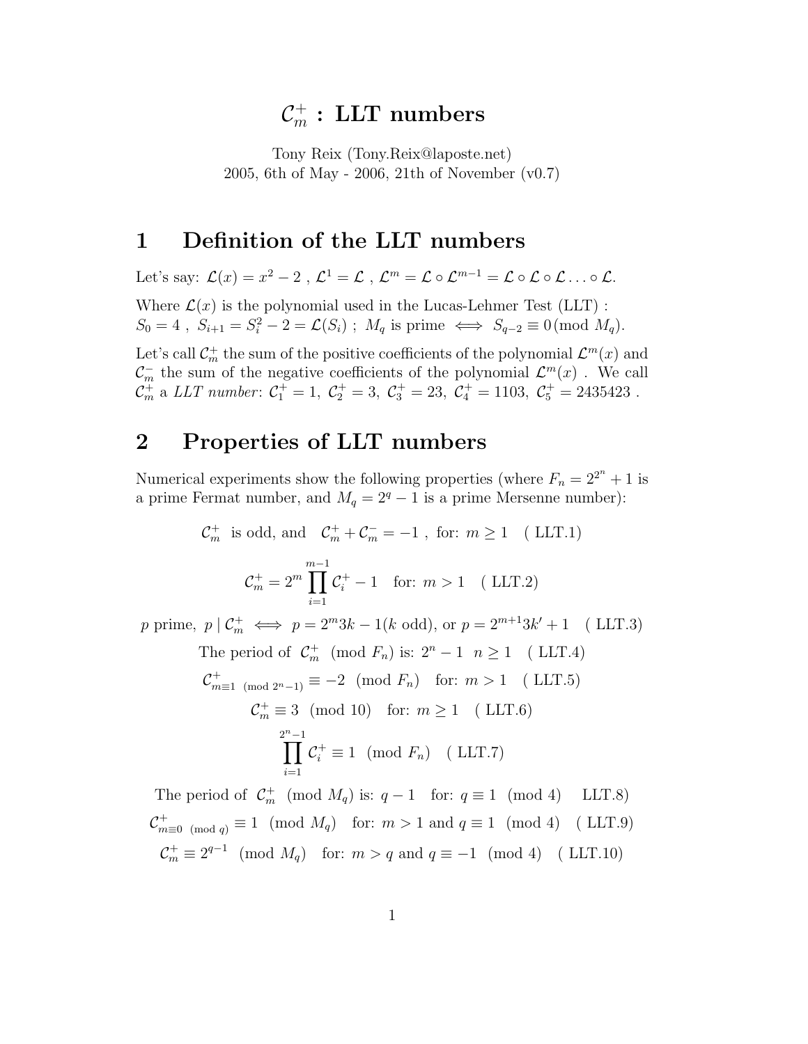# $\mathcal{C}_m^+$ : LLT numbers

Tony Reix (Tony.Reix@laposte.net)
2005, 6th of May - 2006, 21th of November (v0.7)

## 1 Definition of the LLT numbers

Let's say: $\mathcal{L}(x) = x^2 - 2$ , $\mathcal{L}^1 = \mathcal{L}$ , $\mathcal{L}^m = \mathcal{L} \circ \mathcal{L}^{m-1} = \mathcal{L} \circ \mathcal{L} \circ \mathcal{L} \ldots \circ \mathcal{L}$.

Where $\mathcal{L}(x)$ is the polynomial used in the Lucas-Lehmer Test (LLT) :
$S_0 = 4$ , $S_{i+1} = S_i^2 - 2 = \mathcal{L}(S_i)$ ; $M_q$ is prime $\iff S_{q-2} \equiv 0 \pmod{M_q}$.

Let's call $\mathcal{C}_m^+$ the sum of the positive coefficients of the polynomial $\mathcal{L}^m(x)$ and $\mathcal{C}_m^-$ the sum of the negative coefficients of the polynomial $\mathcal{L}^m(x)$ . We call $\mathcal{C}_m^+$ a *LLT number*: $\mathcal{C}_1^+ = 1,\ \mathcal{C}_2^+ = 3,\ \mathcal{C}_3^+ = 23,\ \mathcal{C}_4^+ = 1103,\ \mathcal{C}_5^+ = 2435423$ .

## 2 Properties of LLT numbers

Numerical experiments show the following properties (where $F_n = 2^{2^n} + 1$ is a prime Fermat number, and $M_q = 2^q - 1$ is a prime Mersenne number):

$$\mathcal{C}_m^+ \text{ is odd, and } \mathcal{C}_m^+ + \mathcal{C}_m^- = -1 \text{ , for: } m \geq 1 \quad (\text{ LLT.1})$$

$$\mathcal{C}_m^+ = 2^m \prod_{i=1}^{m-1} \mathcal{C}_i^+ - 1 \quad \text{for: } m > 1 \quad (\text{ LLT.2})$$

$$p \text{ prime, } p \mid \mathcal{C}_m^+ \iff p = 2^m 3k - 1 (k \text{ odd}), \text{ or } p = 2^{m+1} 3k' + 1 \quad (\text{ LLT.3})$$

$$\text{The period of } \mathcal{C}_m^+ \pmod{F_n} \text{ is: } 2^n - 1 \quad n \geq 1 \quad (\text{ LLT.4})$$

$$\mathcal{C}_{m \equiv 1 \pmod{2^n - 1}}^+ \equiv -2 \pmod{F_n} \quad \text{for: } m > 1 \quad (\text{ LLT.5})$$

$$\mathcal{C}_m^+ \equiv 3 \pmod{10} \quad \text{for: } m \geq 1 \quad (\text{ LLT.6})$$

$$\prod_{i=1}^{2^n - 1} \mathcal{C}_i^+ \equiv 1 \pmod{F_n} \quad (\text{ LLT.7})$$

$$\text{The period of } \mathcal{C}_m^+ \pmod{M_q} \text{ is: } q - 1 \quad \text{for: } q \equiv 1 \pmod 4 \quad \text{LLT.8)}$$

$$\mathcal{C}_{m \equiv 0 \pmod q}^+ \equiv 1 \pmod{M_q} \quad \text{for: } m > 1 \text{ and } q \equiv 1 \pmod 4 \quad (\text{ LLT.9})$$

$$\mathcal{C}_m^+ \equiv 2^{q-1} \pmod{M_q} \quad \text{for: } m > q \text{ and } q \equiv -1 \pmod 4 \quad (\text{ LLT.10})$$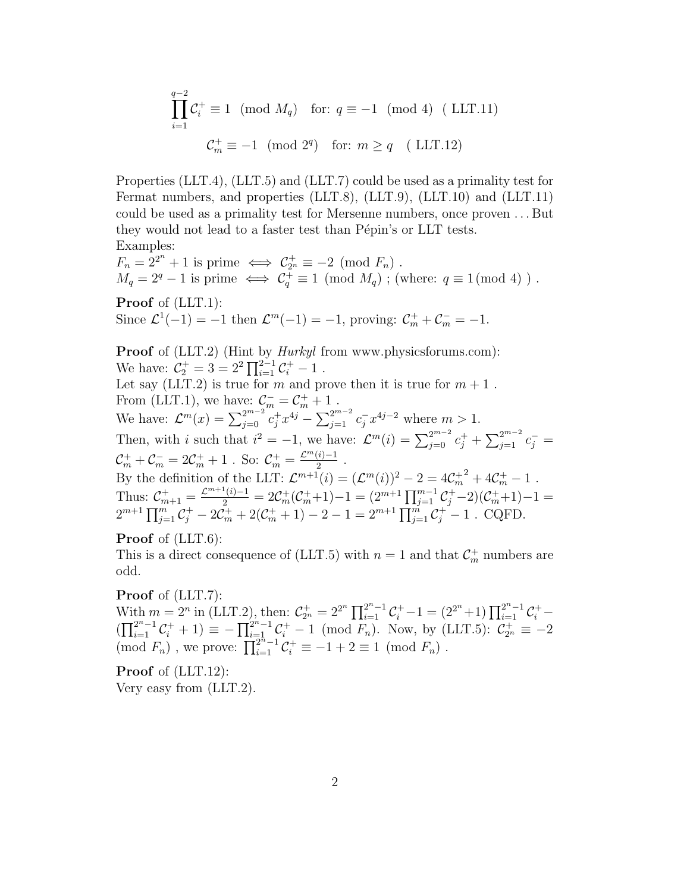$$\prod_{i=1}^{q-2} \mathcal{C}_i^+ \equiv 1 \pmod{M_q} \quad \text{for: } q \equiv -1 \pmod 4 \quad (\text{ LLT.11})$$

$$\mathcal{C}_m^+ \equiv -1 \pmod{2^q} \quad \text{for: } m \geq q \quad (\text{ LLT.12})$$

Properties (LLT.4), (LLT.5) and (LLT.7) could be used as a primality test for Fermat numbers, and properties (LLT.8), (LLT.9), (LLT.10) and (LLT.11) could be used as a primality test for Mersenne numbers, once proven … But they would not lead to a faster test than Pépin's or LLT tests.
Examples:
$F_n = 2^{2^n} + 1$ is prime $\iff \mathcal{C}_{2^n}^+ \equiv -2 \pmod{F_n}$ .
$M_q = 2^q - 1$ is prime $\iff \mathcal{C}_q^+ \equiv 1 \pmod{M_q}$ ; (where: $q \equiv 1 (\bmod\ 4)$ ) .

**Proof** of (LLT.1):
Since $\mathcal{L}^1(-1) = -1$ then $\mathcal{L}^m(-1) = -1$, proving: $\mathcal{C}_m^+ + \mathcal{C}_m^- = -1$.

**Proof** of (LLT.2) (Hint by *Hurkyl* from www.physicsforums.com):
We have: $\mathcal{C}_2^+ = 3 = 2^2 \prod_{i=1}^{2-1} \mathcal{C}_i^+ - 1$ .
Let say (LLT.2) is true for $m$ and prove then it is true for $m+1$ .
From (LLT.1), we have: $\mathcal{C}_m^- = \mathcal{C}_m^+ + 1$ .
We have: $\mathcal{L}^m(x) = \sum_{j=0}^{2^{m-2}} c_j^+ x^{4j} - \sum_{j=1}^{2^{m-2}} c_j^- x^{4j-2}$ where $m > 1$.
Then, with $i$ such that $i^2 = -1$, we have: $\mathcal{L}^m(i) = \sum_{j=0}^{2^{m-2}} c_j^+ + \sum_{j=1}^{2^{m-2}} c_j^- = \mathcal{C}_m^+ + \mathcal{C}_m^- = 2\mathcal{C}_m^+ + 1$ . So: $\mathcal{C}_m^+ = \frac{\mathcal{L}^m(i)-1}{2}$ .
By the definition of the LLT: $\mathcal{L}^{m+1}(i) = (\mathcal{L}^m(i))^2 - 2 = 4{\mathcal{C}_m^+}^2 + 4\mathcal{C}_m^+ - 1$ .
Thus: $\mathcal{C}_{m+1}^+ = \frac{\mathcal{L}^{m+1}(i)-1}{2} = 2\mathcal{C}_m^+(\mathcal{C}_m^+ + 1) - 1 = (2^{m+1}\prod_{j=1}^{m-1}\mathcal{C}_j^+ - 2)(\mathcal{C}_m^+ + 1) - 1 = 2^{m+1}\prod_{j=1}^{m}\mathcal{C}_j^+ - 2\mathcal{C}_m^+ + 2(\mathcal{C}_m^+ + 1) - 2 - 1 = 2^{m+1}\prod_{j=1}^{m}\mathcal{C}_j^+ - 1$ . CQFD.

**Proof** of (LLT.6):
This is a direct consequence of (LLT.5) with $n = 1$ and that $\mathcal{C}_m^+$ numbers are odd.

**Proof** of (LLT.7):
With $m = 2^n$ in (LLT.2), then: $\mathcal{C}_{2^n}^+ = 2^{2^n}\prod_{i=1}^{2^n-1}\mathcal{C}_i^+ - 1 = (2^{2^n}+1)\prod_{i=1}^{2^n-1}\mathcal{C}_i^+ - (\prod_{i=1}^{2^n-1}\mathcal{C}_i^+ + 1) \equiv -\prod_{i=1}^{2^n-1}\mathcal{C}_i^+ - 1 \pmod{F_n}$. Now, by (LLT.5): $\mathcal{C}_{2^n}^+ \equiv -2 \pmod{F_n}$ , we prove: $\prod_{i=1}^{2^n-1}\mathcal{C}_i^+ \equiv -1 + 2 \equiv 1 \pmod{F_n}$ .

**Proof** of (LLT.12):
Very easy from (LLT.2).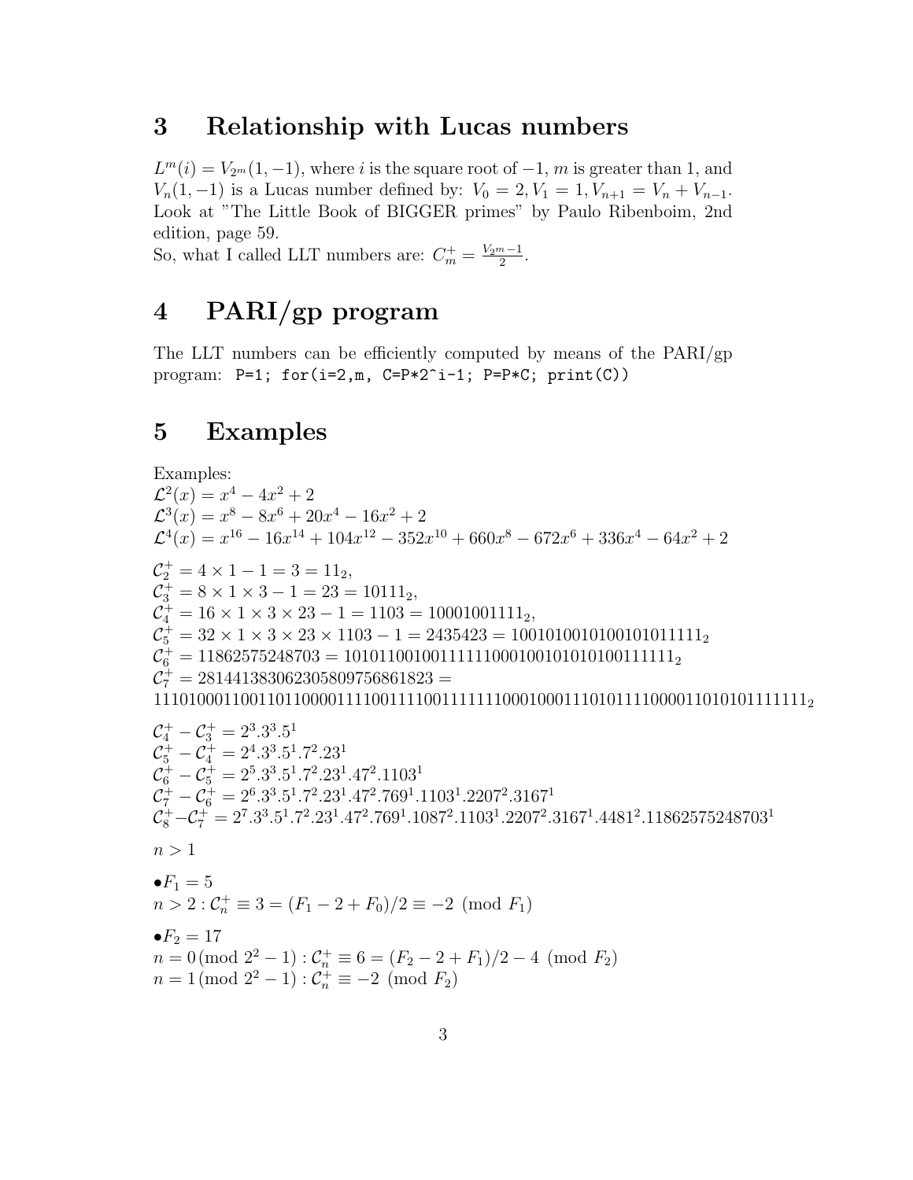## 3 Relationship with Lucas numbers

$L^m(i) = V_{2^m}(1,-1)$, where $i$ is the square root of $-1$, $m$ is greater than 1, and $V_n(1,-1)$ is a Lucas number defined by: $V_0 = 2, V_1 = 1, V_{n+1} = V_n + V_{n-1}$. Look at "The Little Book of BIGGER primes" by Paulo Ribenboim, 2nd edition, page 59.
So, what I called LLT numbers are: $C^+_m = \frac{V_{2^m}-1}{2}$.

## 4 PARI/gp program

The LLT numbers can be efficiently computed by means of the PARI/gp program: `P=1; for(i=2,m, C=P*2^i-1; P=P*C; print(C))`

## 5 Examples

Examples:
$\mathcal{L}^2(x) = x^4 - 4x^2 + 2$
$\mathcal{L}^3(x) = x^8 - 8x^6 + 20x^4 - 16x^2 + 2$
$\mathcal{L}^4(x) = x^{16} - 16x^{14} + 104x^{12} - 352x^{10} + 660x^8 - 672x^6 + 336x^4 - 64x^2 + 2$

$\mathcal{C}^+_2 = 4 \times 1 - 1 = 3 = 11_2$,
$\mathcal{C}^+_3 = 8 \times 1 \times 3 - 1 = 23 = 10111_2$,
$\mathcal{C}^+_4 = 16 \times 1 \times 3 \times 23 - 1 = 1103 = 10001001111_2$,
$\mathcal{C}^+_5 = 32 \times 1 \times 3 \times 23 \times 1103 - 1 = 2435423 = 1001010010100101011111_2$
$\mathcal{C}^+_6 = 11862575248703 = 10101100100111111000100101010100111111_2$
$\mathcal{C}^+_7 = 281441383062305809756861823 =$
$1110100011001101100001111001111001111111000100011101011110000110101010111111_2$

$\mathcal{C}^+_4 - \mathcal{C}^+_3 = 2^3.3^3.5^1$
$\mathcal{C}^+_5 - \mathcal{C}^+_4 = 2^4.3^3.5^1.7^2.23^1$
$\mathcal{C}^+_6 - \mathcal{C}^+_5 = 2^5.3^3.5^1.7^2.23^1.47^2.1103^1$
$\mathcal{C}^+_7 - \mathcal{C}^+_6 = 2^6.3^3.5^1.7^2.23^1.47^2.769^1.1103^1.2207^2.3167^1$
$\mathcal{C}^+_8 - \mathcal{C}^+_7 = 2^7.3^3.5^1.7^2.23^1.47^2.769^1.1087^2.1103^1.2207^2.3167^1.4481^2.11862575248703^1$

$n > 1$

$\bullet F_1 = 5$
$n > 2 : \mathcal{C}^+_n \equiv 3 = (F_1 - 2 + F_0)/2 \equiv -2 \pmod{F_1}$

$\bullet F_2 = 17$
$n = 0 \,(\text{mod } 2^2 - 1) : \mathcal{C}^+_n \equiv 6 = (F_2 - 2 + F_1)/2 - 4 \pmod{F_2}$
$n = 1 \,(\text{mod } 2^2 - 1) : \mathcal{C}^+_n \equiv -2 \pmod{F_2}$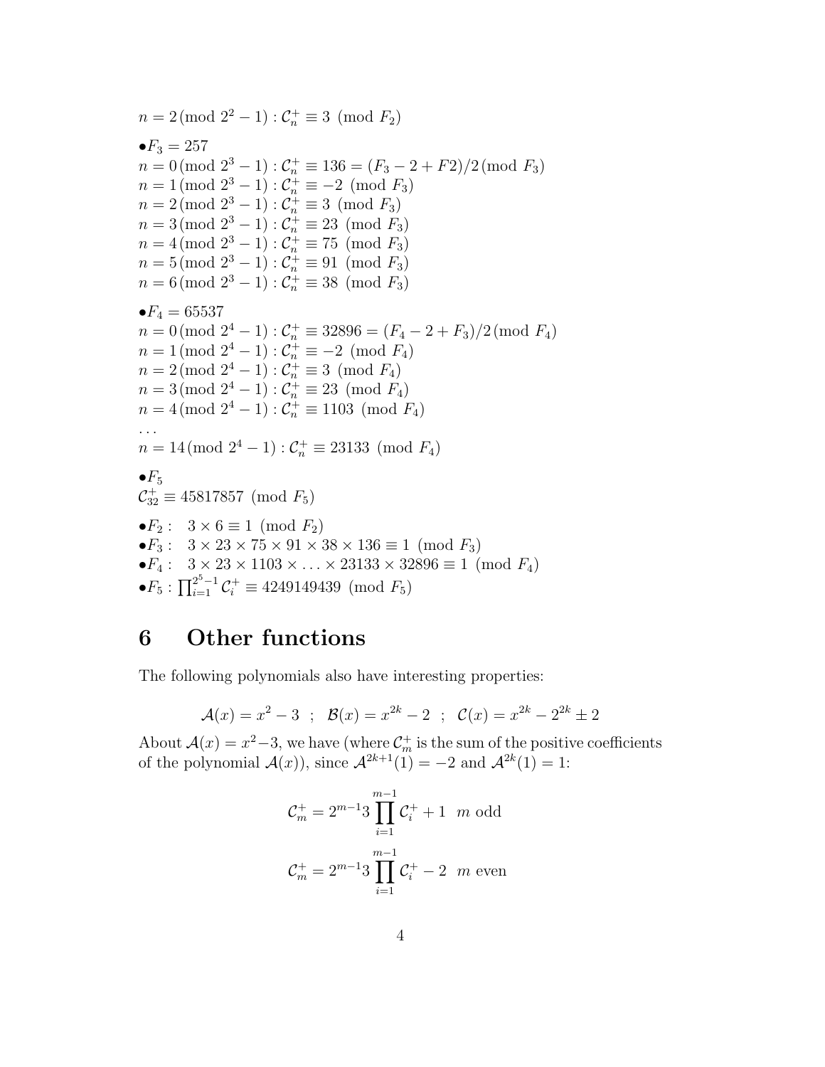$n = 2 \,(\text{mod } 2^2 - 1) : \mathcal{C}_n^+ \equiv 3 \pmod{F_2}$

$\bullet F_3 = 257$
$n = 0 \,(\text{mod } 2^3 - 1) : \mathcal{C}_n^+ \equiv 136 = (F_3 - 2 + F2)/2 \,(\text{mod } F_3)$
$n = 1 \,(\text{mod } 2^3 - 1) : \mathcal{C}_n^+ \equiv -2 \pmod{F_3}$
$n = 2 \,(\text{mod } 2^3 - 1) : \mathcal{C}_n^+ \equiv 3 \pmod{F_3}$
$n = 3 \,(\text{mod } 2^3 - 1) : \mathcal{C}_n^+ \equiv 23 \pmod{F_3}$
$n = 4 \,(\text{mod } 2^3 - 1) : \mathcal{C}_n^+ \equiv 75 \pmod{F_3}$
$n = 5 \,(\text{mod } 2^3 - 1) : \mathcal{C}_n^+ \equiv 91 \pmod{F_3}$
$n = 6 \,(\text{mod } 2^3 - 1) : \mathcal{C}_n^+ \equiv 38 \pmod{F_3}$

$\bullet F_4 = 65537$
$n = 0 \,(\text{mod } 2^4 - 1) : \mathcal{C}_n^+ \equiv 32896 = (F_4 - 2 + F_3)/2 \,(\text{mod } F_4)$
$n = 1 \,(\text{mod } 2^4 - 1) : \mathcal{C}_n^+ \equiv -2 \pmod{F_4}$
$n = 2 \,(\text{mod } 2^4 - 1) : \mathcal{C}_n^+ \equiv 3 \pmod{F_4}$
$n = 3 \,(\text{mod } 2^4 - 1) : \mathcal{C}_n^+ \equiv 23 \pmod{F_4}$
$n = 4 \,(\text{mod } 2^4 - 1) : \mathcal{C}_n^+ \equiv 1103 \pmod{F_4}$
...
$n = 14 \,(\text{mod } 2^4 - 1) : \mathcal{C}_n^+ \equiv 23133 \pmod{F_4}$

$\bullet F_5$
$\mathcal{C}_{32}^+ \equiv 45817857 \pmod{F_5}$

$\bullet F_2 : \quad 3 \times 6 \equiv 1 \pmod{F_2}$
$\bullet F_3 : \quad 3 \times 23 \times 75 \times 91 \times 38 \times 136 \equiv 1 \pmod{F_3}$
$\bullet F_4 : \quad 3 \times 23 \times 1103 \times \ldots \times 23133 \times 32896 \equiv 1 \pmod{F_4}$
$\bullet F_5 : \prod_{i=1}^{2^5-1} \mathcal{C}_i^+ \equiv 4249149439 \pmod{F_5}$

# 6 Other functions

The following polynomials also have interesting properties:

$$\mathcal{A}(x) = x^2 - 3 \;\; ; \;\; \mathcal{B}(x) = x^{2k} - 2 \;\; ; \;\; \mathcal{C}(x) = x^{2k} - 2^{2k} \pm 2$$

About $\mathcal{A}(x) = x^2 - 3$, we have (where $\mathcal{C}_m^+$ is the sum of the positive coefficients of the polynomial $\mathcal{A}(x)$), since $\mathcal{A}^{2k+1}(1) = -2$ and $\mathcal{A}^{2k}(1) = 1$:

$$\mathcal{C}_m^+ = 2^{m-1} 3 \prod_{i=1}^{m-1} \mathcal{C}_i^+ + 1 \quad m \text{ odd}$$

$$\mathcal{C}_m^+ = 2^{m-1} 3 \prod_{i=1}^{m-1} \mathcal{C}_i^+ - 2 \quad m \text{ even}$$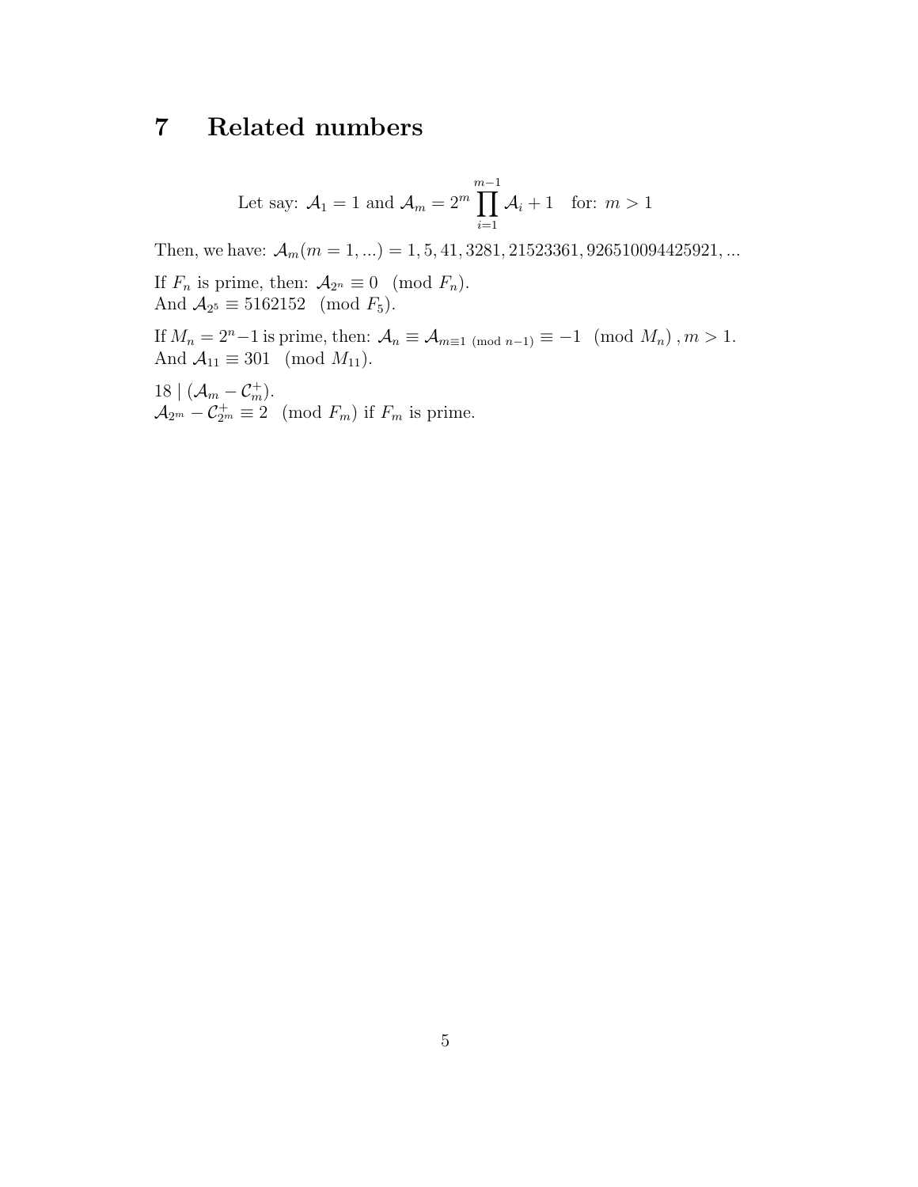# 7 Related numbers

$$\text{Let say: } \mathcal{A}_1 = 1 \text{ and } \mathcal{A}_m = 2^m \prod_{i=1}^{m-1} \mathcal{A}_i + 1 \quad \text{for: } m > 1$$

Then, we have: $\mathcal{A}_m(m = 1, ...) = 1, 5, 41, 3281, 21523361, 926510094425921, ...$

If $F_n$ is prime, then: $\mathcal{A}_{2^n} \equiv 0 \pmod{F_n}$.
And $\mathcal{A}_{2^5} \equiv 5162152 \pmod{F_5}$.

If $M_n = 2^n - 1$ is prime, then: $\mathcal{A}_n \equiv \mathcal{A}_{m \equiv 1 \pmod{n-1}} \equiv -1 \pmod{M_n}, m > 1$.
And $\mathcal{A}_{11} \equiv 301 \pmod{M_{11}}$.

$18 \mid (\mathcal{A}_m - \mathcal{C}_m^+)$.
$\mathcal{A}_{2^m} - \mathcal{C}_{2^m}^+ \equiv 2 \pmod{F_m}$ if $F_m$ is prime.